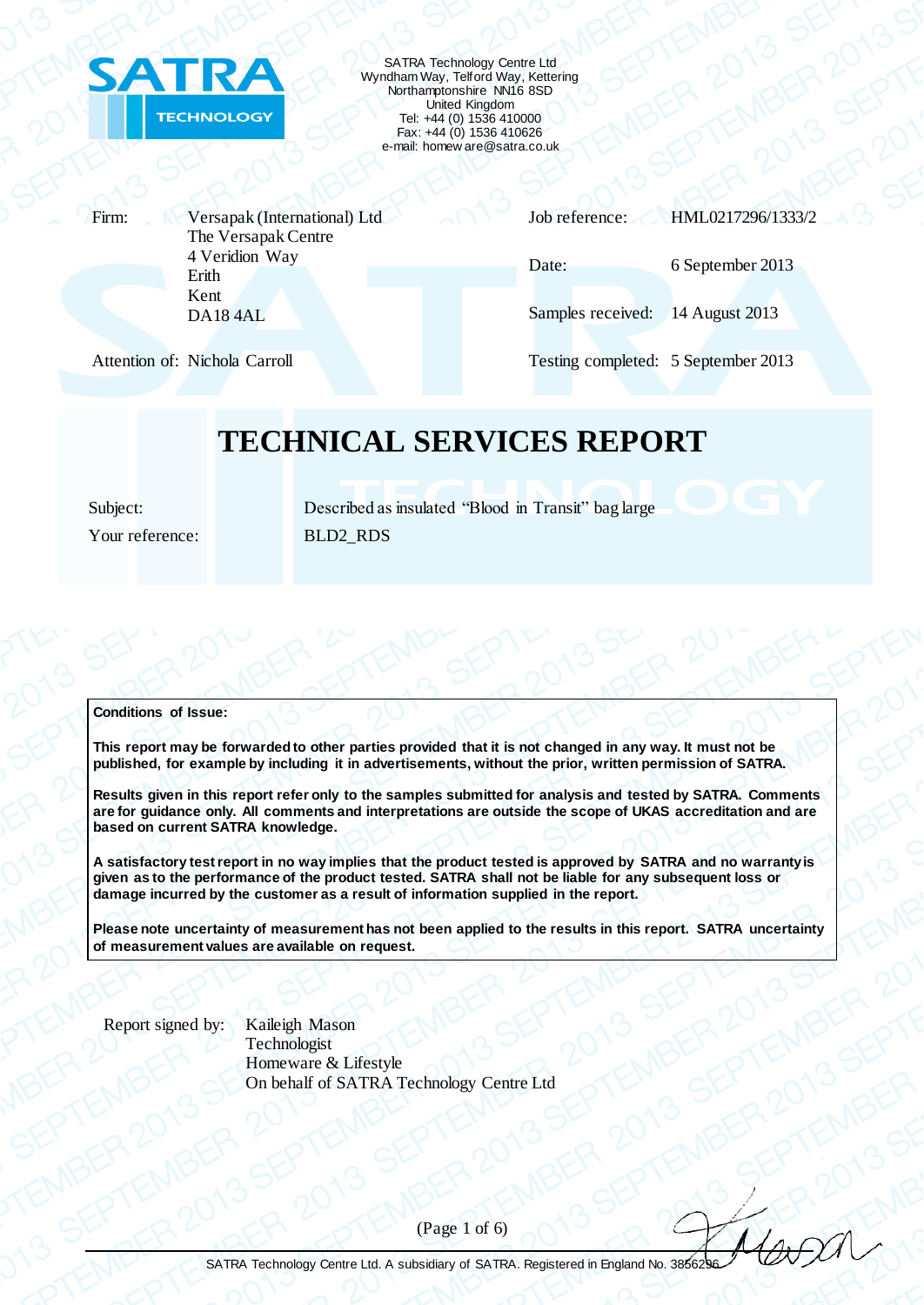SATRA TECHNOLOGY

SATRA Technology Centre Ltd
Wyndham Way, Telford Way, Kettering
Northamptonshire NN16 8SD
United Kingdom
Tel: +44 (0) 1536 410000
Fax: +44 (0) 1536 410626
e-mail: homeware@satra.co.uk

| | | | |
|---|---|---|---|
| Firm: | Versapak (International) Ltd<br>The Versapak Centre<br>4 Veridion Way<br>Erith<br>Kent<br>DA18 4AL | Job reference: | HML0217296/1333/2 |
| | | Date: | 6 September 2013 |
| | | Samples received: | 14 August 2013 |
| Attention of: | Nichola Carroll | Testing completed: | 5 September 2013 |

# TECHNICAL SERVICES REPORT

Subject: Described as insulated "Blood in Transit" bag large

Your reference: BLD2_RDS

**Conditions of Issue:**

**This report may be forwarded to other parties provided that it is not changed in any way. It must not be published, for example by including it in advertisements, without the prior, written permission of SATRA.**

**Results given in this report refer only to the samples submitted for analysis and tested by SATRA. Comments are for guidance only. All comments and interpretations are outside the scope of UKAS accreditation and are based on current SATRA knowledge.**

**A satisfactory test report in no way implies that the product tested is approved by SATRA and no warranty is given as to the performance of the product tested. SATRA shall not be liable for any subsequent loss or damage incurred by the customer as a result of information supplied in the report.**

**Please note uncertainty of measurement has not been applied to the results in this report. SATRA uncertainty of measurement values are available on request.**

Report signed by: Kaileigh Mason
Technologist
Homeware & Lifestyle
On behalf of SATRA Technology Centre Ltd

SATRA Technology Centre Ltd. A subsidiary of SATRA. Registered in England No. 3856296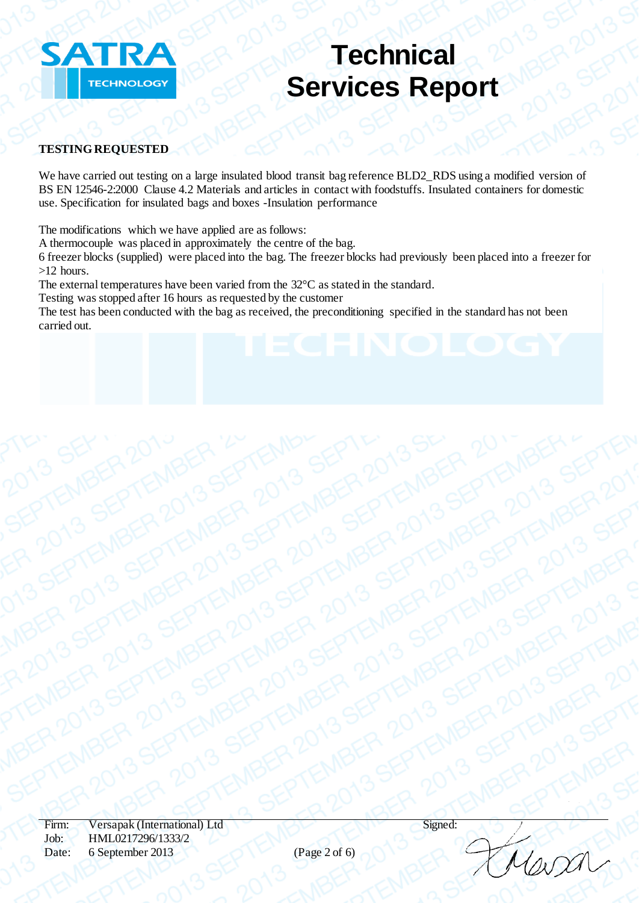## TESTING REQUESTED

We have carried out testing on a large insulated blood transit bag reference BLD2_RDS using a modified version of BS EN 12546-2:2000 Clause 4.2 Materials and articles in contact with foodstuffs. Insulated containers for domestic use. Specification for insulated bags and boxes -Insulation performance

The modifications which we have applied are as follows:
A thermocouple was placed in approximately the centre of the bag.
6 freezer blocks (supplied) were placed into the bag. The freezer blocks had previously been placed into a freezer for >12 hours.
The external temperatures have been varied from the 32°C as stated in the standard.
Testing was stopped after 16 hours as requested by the customer
The test has been conducted with the bag as received, the preconditioning specified in the standard has not been carried out.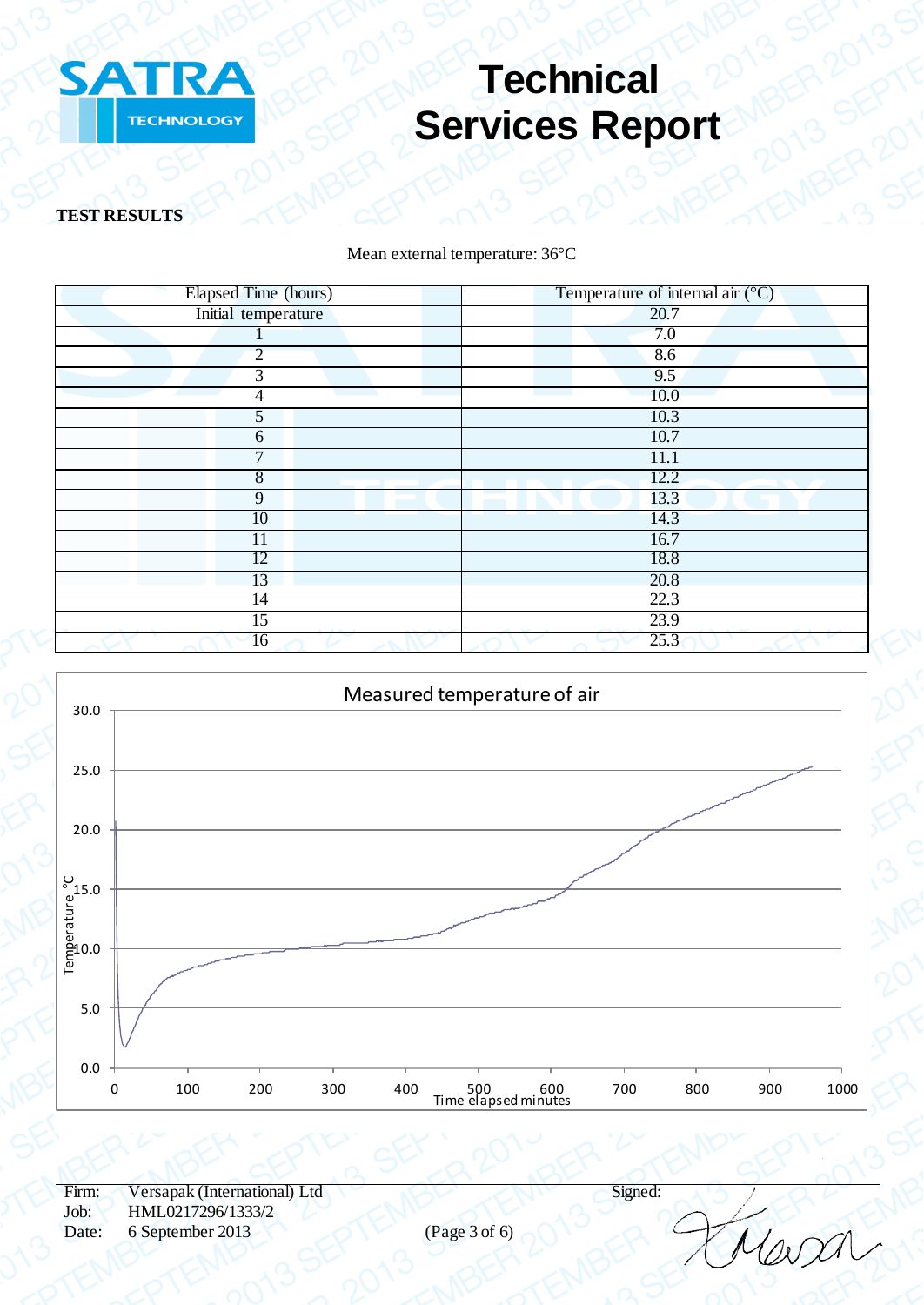**TEST RESULTS**

Mean external temperature: 36°C

| Elapsed Time (hours) | Temperature of internal air (°C) |
| --- | --- |
| Initial temperature | 20.7 |
| 1 | 7.0 |
| 2 | 8.6 |
| 3 | 9.5 |
| 4 | 10.0 |
| 5 | 10.3 |
| 6 | 10.7 |
| 7 | 11.1 |
| 8 | 12.2 |
| 9 | 13.3 |
| 10 | 14.3 |
| 11 | 16.7 |
| 12 | 18.8 |
| 13 | 20.8 |
| 14 | 22.3 |
| 15 | 23.9 |
| 16 | 25.3 |

Measured temperature of air

Firm: Versapak (International) Ltd
Job: HML0217296/1333/2
Date: 6 September 2013

Signed: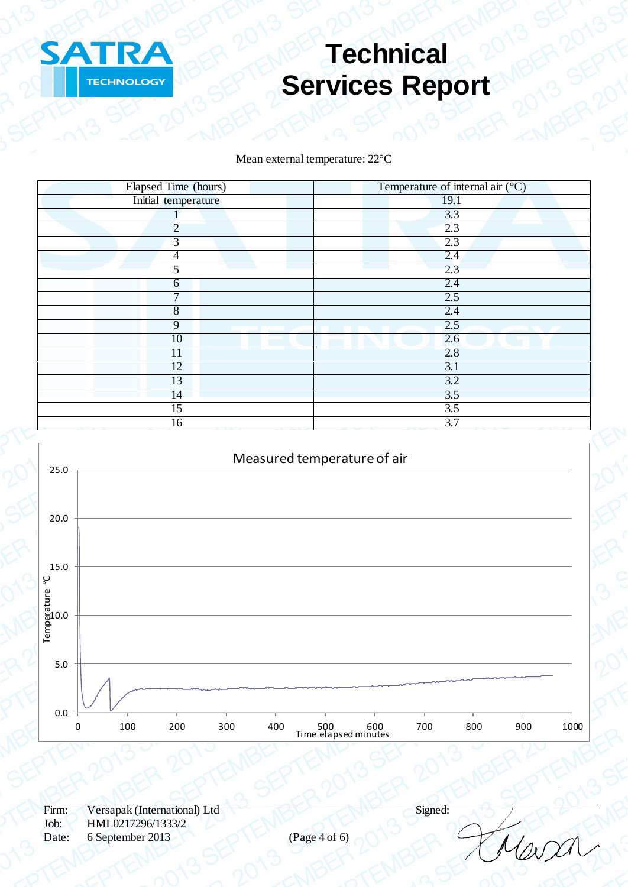Mean external temperature: 22°C

| Elapsed Time (hours) | Temperature of internal air (°C) |
|---|---|
| Initial temperature | 19.1 |
| 1 | 3.3 |
| 2 | 2.3 |
| 3 | 2.3 |
| 4 | 2.4 |
| 5 | 2.3 |
| 6 | 2.4 |
| 7 | 2.5 |
| 8 | 2.4 |
| 9 | 2.5 |
| 10 | 2.6 |
| 11 | 2.8 |
| 12 | 3.1 |
| 13 | 3.2 |
| 14 | 3.5 |
| 15 | 3.5 |
| 16 | 3.7 |

Measured temperature of air

Firm: Versapak (International) Ltd
Job: HML0217296/1333/2
Date: 6 September 2013

Signed: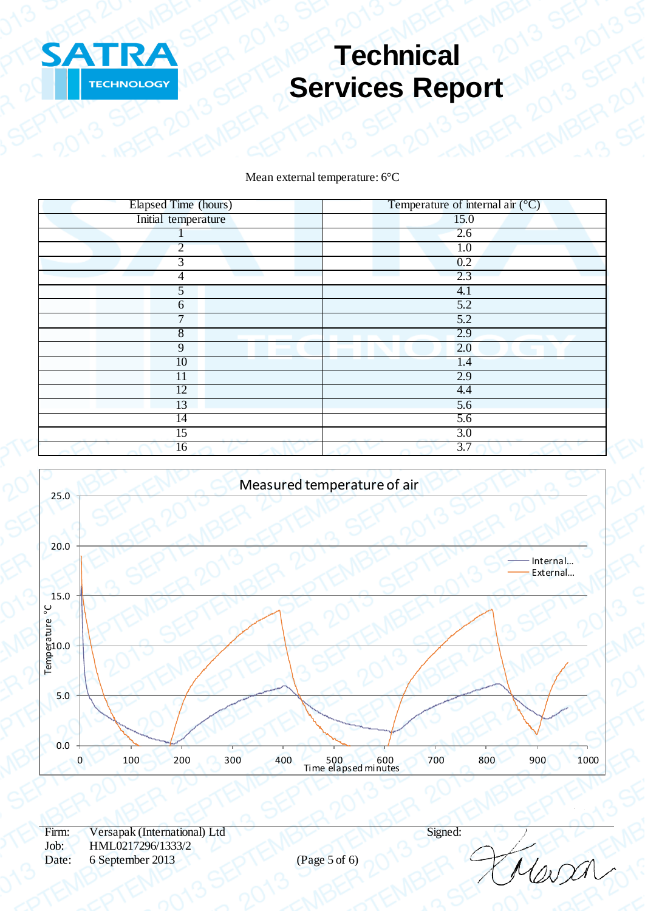# Technical Services Report

Mean external temperature: 6°C

| Elapsed Time (hours) | Temperature of internal air (°C) |
|---|---|
| Initial temperature | 15.0 |
| 1 | 2.6 |
| 2 | 1.0 |
| 3 | 0.2 |
| 4 | 2.3 |
| 5 | 4.1 |
| 6 | 5.2 |
| 7 | 5.2 |
| 8 | 2.9 |
| 9 | 2.0 |
| 10 | 1.4 |
| 11 | 2.9 |
| 12 | 4.4 |
| 13 | 5.6 |
| 14 | 5.6 |
| 15 | 3.0 |
| 16 | 3.7 |

Measured temperature of air

Firm: Versapak (International) Ltd
Job: HML0217296/1333/2
Date: 6 September 2013

Signed: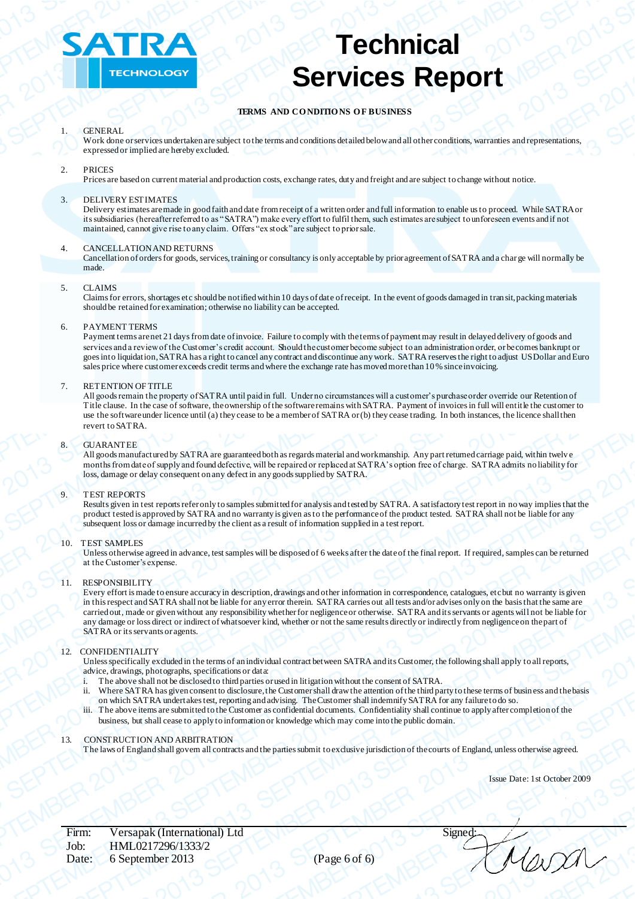SATRA TECHNOLOGY

# Technical Services Report

**TERMS AND CONDITIONS OF BUSINESS**

1. GENERAL
   Work done or services undertaken are subject to the terms and conditions detailed below and all other conditions, warranties and representations, expressed or implied are hereby excluded.

2. PRICES
   Prices are based on current material and production costs, exchange rates, duty and freight and are subject to change without notice.

3. DELIVERY ESTIMATES
   Delivery estimates are made in good faith and date from receipt of a written order and full information to enable us to proceed. While SATRA or its subsidiaries (hereafter referred to as "SATRA") make every effort to fulfil them, such estimates are subject to unforeseen events and if not maintained, cannot give rise to any claim. Offers "ex stock" are subject to prior sale.

4. CANCELLATION AND RETURNS
   Cancellation of orders for goods, services, training or consultancy is only acceptable by prior agreement of SATRA and a charge will normally be made.

5. CLAIMS
   Claims for errors, shortages etc should be notified within 10 days of date of receipt. In the event of goods damaged in transit, packing materials should be retained for examination; otherwise no liability can be accepted.

6. PAYMENT TERMS
   Payment terms are net 21 days from date of invoice. Failure to comply with the terms of payment may result in delayed delivery of goods and services and a review of the Customer's credit account. Should the customer become subject to an administration order, or becomes bankrupt or goes into liquidation, SATRA has a right to cancel any contract and discontinue any work. SATRA reserves the right to adjust US Dollar and Euro sales price where customer exceeds credit terms and where the exchange rate has moved more than 10% since invoicing.

7. RETENTION OF TITLE
   All goods remain the property of SATRA until paid in full. Under no circumstances will a customer's purchase order override our Retention of Title clause. In the case of software, the ownership of the software remains with SATRA. Payment of invoices in full will entitle the customer to use the software under licence until (a) they cease to be a member of SATRA or (b) they cease trading. In both instances, the licence shall then revert to SATRA.

8. GUARANTEE
   All goods manufactured by SATRA are guaranteed both as regards material and workmanship. Any part returned carriage paid, within twelve months from date of supply and found defective, will be repaired or replaced at SATRA's option free of charge. SATRA admits no liability for loss, damage or delay consequent on any defect in any goods supplied by SATRA.

9. TEST REPORTS
   Results given in test reports refer only to samples submitted for analysis and tested by SATRA. A satisfactory test report in no way implies that the product tested is approved by SATRA and no warranty is given as to the performance of the product tested. SATRA shall not be liable for any subsequent loss or damage incurred by the client as a result of information supplied in a test report.

10. TEST SAMPLES
    Unless otherwise agreed in advance, test samples will be disposed of 6 weeks after the date of the final report. If required, samples can be returned at the Customer's expense.

11. RESPONSIBILITY
    Every effort is made to ensure accuracy in description, drawings and other information in correspondence, catalogues, etc but no warranty is given in this respect and SATRA shall not be liable for any error therein. SATRA carries out all tests and/or advises only on the basis that the same are carried out, made or given without any responsibility whether for negligence or otherwise. SATRA and its servants or agents will not be liable for any damage or loss direct or indirect of whatsoever kind, whether or not the same results directly or indirectly from negligence on the part of SATRA or its servants or agents.

12. CONFIDENTIALITY
    Unless specifically excluded in the terms of an individual contract between SATRA and its Customer, the following shall apply to all reports, advice, drawings, photographs, specifications or data:
    i. The above shall not be disclosed to third parties or used in litigation without the consent of SATRA.
    ii. Where SATRA has given consent to disclosure, the Customer shall draw the attention of the third party to these terms of business and the basis on which SATRA undertakes test, reporting and advising. The Customer shall indemnify SATRA for any failure to do so.
    iii. The above items are submitted to the Customer as confidential documents. Confidentiality shall continue to apply after completion of the business, but shall cease to apply to information or knowledge which may come into the public domain.

13. CONSTRUCTION AND ARBITRATION
    The laws of England shall govern all contracts and the parties submit to exclusive jurisdiction of the courts of England, unless otherwise agreed.

Issue Date: 1st October 2009

Firm: Versapak (International) Ltd
Job: HML0217296/1333/2
Date: 6 September 2013

Signed: